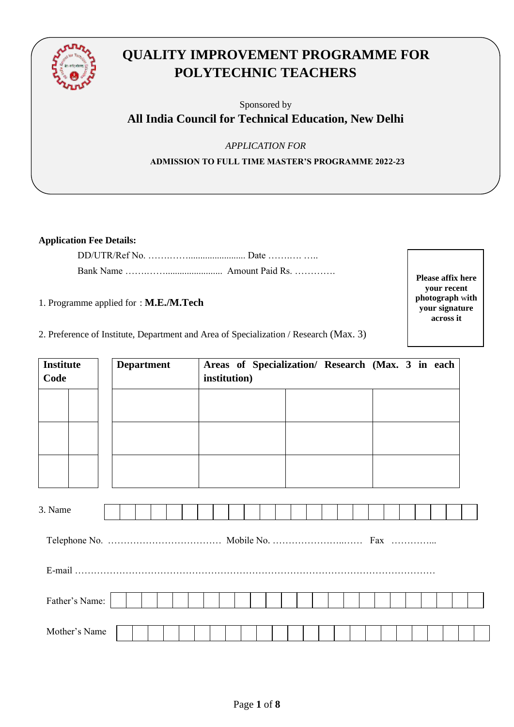# QUALITY IMPROVEMENT PROGRAMME FOR POLYTECHNIC TEACHERS

Sponsored by

## All India Council for Technical Education, New Delhi

*APPLICATION FOR*

**ADMISSION TO FULL TIME MASTER'S PROGRAMME 2022-23**

**Application Fee Details:**

DD/UTR/Ref No. ……….…….......................... Date ……….… …..

Bank Name ……….…….......................... Amount Paid Rs. ………….

**Please affix here your recent photograph with your signature across it**

1. Programme applied for : **M.E./M.Tech**

2. Preference of Institute, Department and Area of Specialization / Research (Max. 3)

| Institute Code | | Department | Areas of Specialization/ Research (Max. 3 in each institution) | | |
|---|---|---|---|---|---|
| | | | | | |
| | | | | | |
| | | | | | |

3. Name

Telephone No. ……………………………… Mobile No. ……………………..…… Fax …………...

E-mail ………………………………………………………………………………………………

Father's Name:

Mother's Name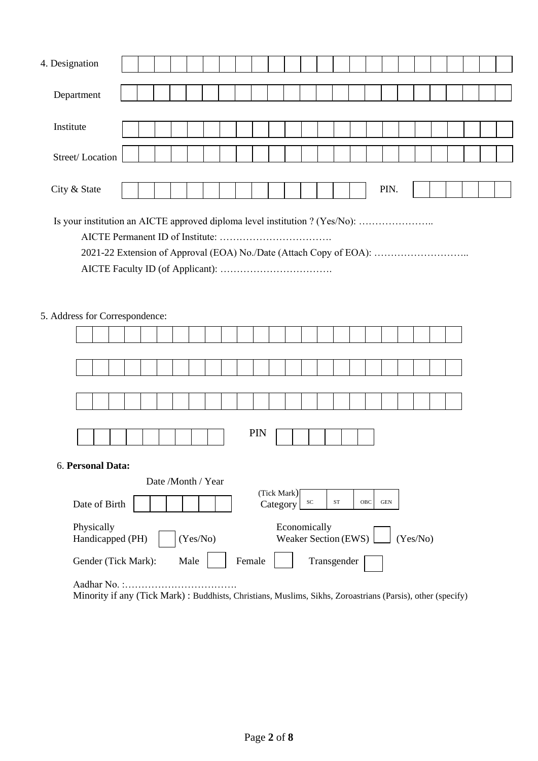4. Designation

Department

Institute

Street/ Location

City & State PIN.

Is your institution an AICTE approved diploma level institution ? (Yes/No): …………………..

AICTE Permanent ID of Institute: …………………………….

2021-22 Extension of Approval (EOA) No./Date (Attach Copy of EOA): ………………………..

AICTE Faculty ID (of Applicant): …………………………….

5. Address for Correspondence:

PIN

6. **Personal Data:**

Date /Month / Year

Date of Birth

(Tick Mark) Category

| SC | ST | OBC | GEN |
|---|---|---|---|
| | | | |

Physically Handicapped (PH) (Yes/No)

Economically Weaker Section (EWS) (Yes/No)

Gender (Tick Mark): Male Female Transgender

Aadhar No. :…………………………….

Minority if any (Tick Mark) : Buddhists, Christians, Muslims, Sikhs, Zoroastrians (Parsis), other (specify)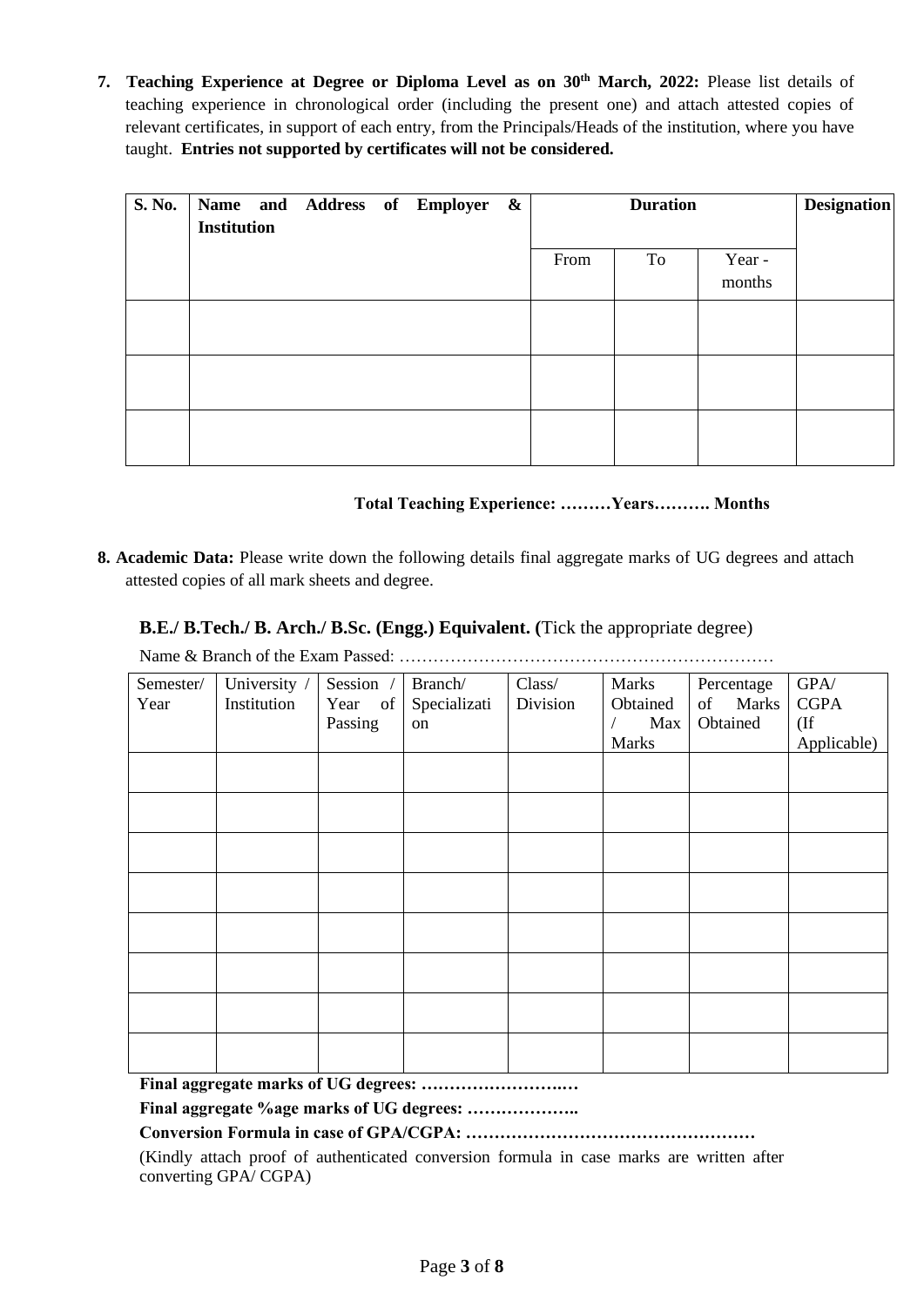**7. Teaching Experience at Degree or Diploma Level as on 30th March, 2022:** Please list details of teaching experience in chronological order (including the present one) and attach attested copies of relevant certificates, in support of each entry, from the Principals/Heads of the institution, where you have taught. **Entries not supported by certificates will not be considered.**

| **S. No.** | **Name and Address of Employer & Institution** | **Duration** | | | **Designation** |
|---|---|---|---|---|---|
| | | From | To | Year - months | |
| | | | | | |
| | | | | | |
| | | | | | |

**Total Teaching Experience: ………Years………. Months**

**8. Academic Data:** Please write down the following details final aggregate marks of UG degrees and attach attested copies of all mark sheets and degree.

**B.E./ B.Tech./ B. Arch./ B.Sc. (Engg.) Equivalent. (**Tick the appropriate degree)

Name & Branch of the Exam Passed: …………………………………………………………

| Semester/ Year | University / Institution | Session / Year of Passing | Branch/ Specialization | Class/ Division | Marks Obtained / Max Marks | Percentage of Marks Obtained | GPA/ CGPA (If Applicable) |
|---|---|---|---|---|---|---|---|
| | | | | | | | |
| | | | | | | | |
| | | | | | | | |
| | | | | | | | |
| | | | | | | | |
| | | | | | | | |
| | | | | | | | |
| | | | | | | | |

**Final aggregate marks of UG degrees: ……………………..…**

**Final aggregate %age marks of UG degrees: ………………..**

**Conversion Formula in case of GPA/CGPA: ……………………………………………**

(Kindly attach proof of authenticated conversion formula in case marks are written after converting GPA/ CGPA)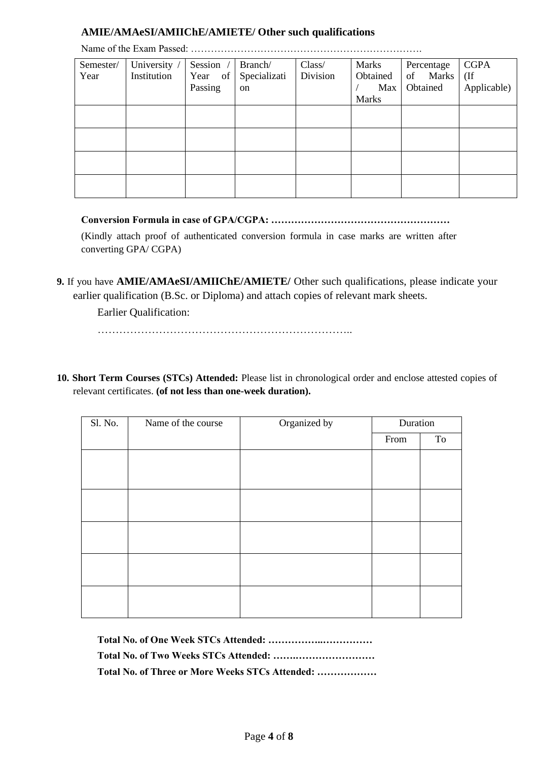**AMIE/AMAeSI/AMIIChE/AMIETE/ Other such qualifications**

Name of the Exam Passed: ……………………………………………………………

| Semester/ Year | University / Institution | Session / Year of Passing | Branch/ Specialization | Class/ Division | Marks Obtained / Max Marks | Percentage of Marks Obtained | CGPA (If Applicable) |
|---|---|---|---|---|---|---|---|
| | | | | | | | |
| | | | | | | | |
| | | | | | | | |
| | | | | | | | |

**Conversion Formula in case of GPA/CGPA: ………………………………………………**

(Kindly attach proof of authenticated conversion formula in case marks are written after converting GPA/ CGPA)

**9.** If you have **AMIE/AMAeSI/AMIIChE/AMIETE/** Other such qualifications, please indicate your earlier qualification (B.Sc. or Diploma) and attach copies of relevant mark sheets.

Earlier Qualification:

………………………………………………………………..

**10. Short Term Courses (STCs) Attended:** Please list in chronological order and enclose attested copies of relevant certificates. **(of not less than one-week duration).**

| Sl. No. | Name of the course | Organized by | Duration | |
|---|---|---|---|---|
| | | | From | To |
| | | | | |
| | | | | |
| | | | | |
| | | | | |
| | | | | |

**Total No. of One Week STCs Attended: ……………..……………**

**Total No. of Two Weeks STCs Attended: …….……………………**

**Total No. of Three or More Weeks STCs Attended: ………………**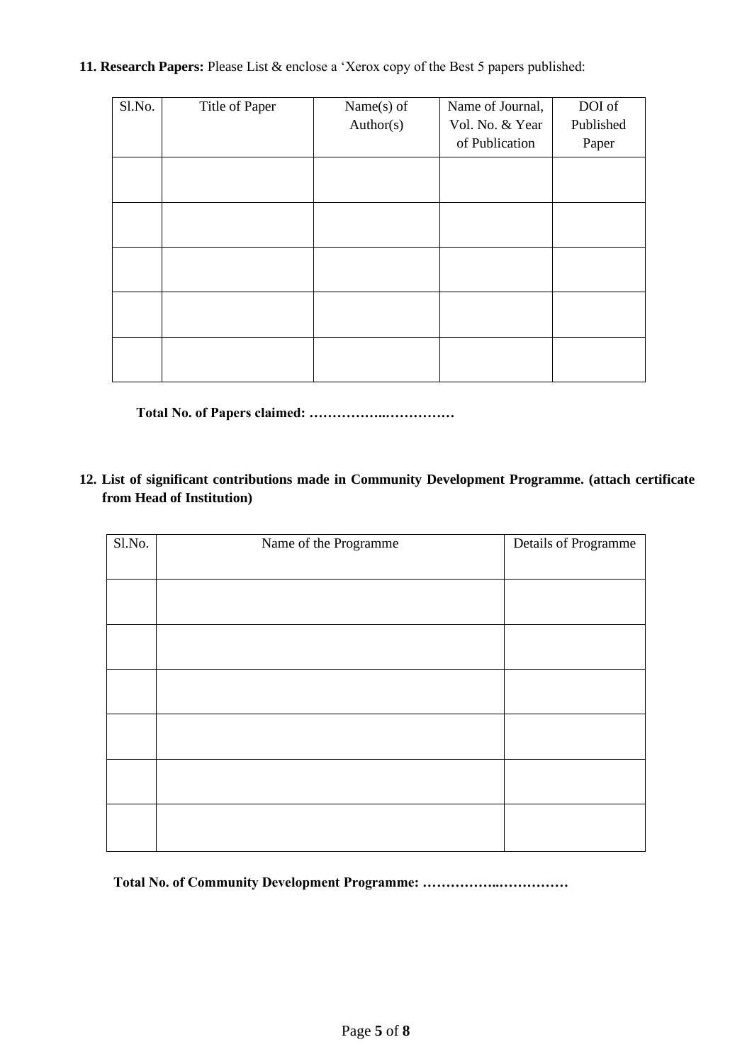**11. Research Papers:** Please List & enclose a 'Xerox copy of the Best 5 papers published:

| Sl.No. | Title of Paper | Name(s) of Author(s) | Name of Journal, Vol. No. & Year of Publication | DOI of Published Paper |
|---|---|---|---|---|
| | | | | |
| | | | | |
| | | | | |
| | | | | |
| | | | | |

**Total No. of Papers claimed: ……………..……………**

**12. List of significant contributions made in Community Development Programme. (attach certificate from Head of Institution)**

| Sl.No. | Name of the Programme | Details of Programme |
|---|---|---|
| | | |
| | | |
| | | |
| | | |
| | | |
| | | |

**Total No. of Community Development Programme: ……………..……………**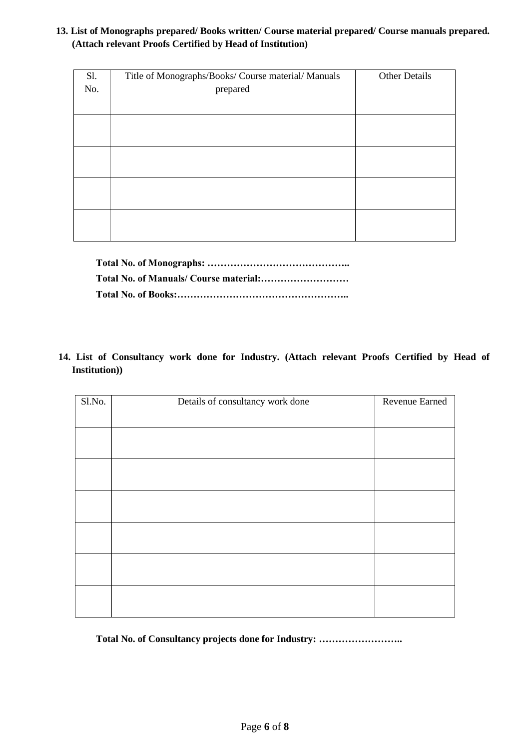**13. List of Monographs prepared/ Books written/ Course material prepared/ Course manuals prepared. (Attach relevant Proofs Certified by Head of Institution)**

| Sl. No. | Title of Monographs/Books/ Course material/ Manuals prepared | Other Details |
|---|---|---|
| | | |
| | | |
| | | |
| | | |

**Total No. of Monographs: ……………………………………..**

**Total No. of Manuals/ Course material:………………………**

**Total No. of Books:……………………………………………..**

**14. List of Consultancy work done for Industry. (Attach relevant Proofs Certified by Head of Institution))**

| Sl.No. | Details of consultancy work done | Revenue Earned |
|---|---|---|
| | | |
| | | |
| | | |
| | | |
| | | |
| | | |

**Total No. of Consultancy projects done for Industry: ……………………..**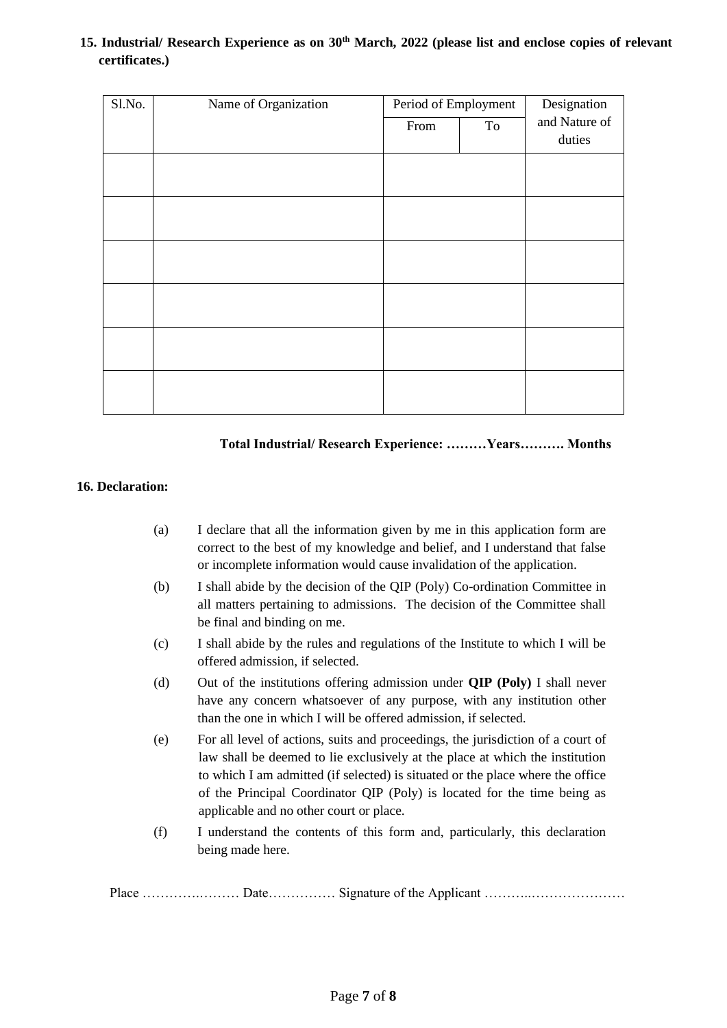**15. Industrial/ Research Experience as on 30th March, 2022 (please list and enclose copies of relevant certificates.)**

| Sl.No. | Name of Organization | Period of Employment | | Designation and Nature of duties |
|---|---|---|---|---|
| | | From | To | |
| | | | | |
| | | | | |
| | | | | |
| | | | | |
| | | | | |
| | | | | |

**Total Industrial/ Research Experience: ………Years………. Months**

**16. Declaration:**

(a) I declare that all the information given by me in this application form are correct to the best of my knowledge and belief, and I understand that false or incomplete information would cause invalidation of the application.

(b) I shall abide by the decision of the QIP (Poly) Co-ordination Committee in all matters pertaining to admissions. The decision of the Committee shall be final and binding on me.

(c) I shall abide by the rules and regulations of the Institute to which I will be offered admission, if selected.

(d) Out of the institutions offering admission under **QIP (Poly)** I shall never have any concern whatsoever of any purpose, with any institution other than the one in which I will be offered admission, if selected.

(e) For all level of actions, suits and proceedings, the jurisdiction of a court of law shall be deemed to lie exclusively at the place at which the institution to which I am admitted (if selected) is situated or the place where the office of the Principal Coordinator QIP (Poly) is located for the time being as applicable and no other court or place.

(f) I understand the contents of this form and, particularly, this declaration being made here.

Place ………….……… Date…………… Signature of the Applicant ………..…………………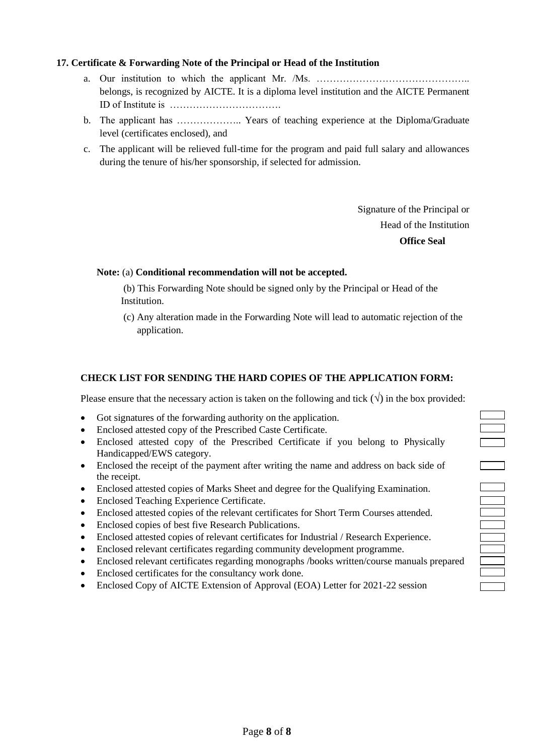### 17. Certificate & Forwarding Note of the Principal or Head of the Institution

a. Our institution to which the applicant Mr. /Ms. ……………………………………….. belongs, is recognized by AICTE. It is a diploma level institution and the AICTE Permanent ID of Institute is …………………………….

b. The applicant has ……………….. Years of teaching experience at the Diploma/Graduate level (certificates enclosed), and

c. The applicant will be relieved full-time for the program and paid full salary and allowances during the tenure of his/her sponsorship, if selected for admission.

Signature of the Principal or
Head of the Institution
**Office Seal**

**Note:** (a) **Conditional recommendation will not be accepted.**

(b) This Forwarding Note should be signed only by the Principal or Head of the Institution.

(c) Any alteration made in the Forwarding Note will lead to automatic rejection of the application.

**CHECK LIST FOR SENDING THE HARD COPIES OF THE APPLICATION FORM:**

Please ensure that the necessary action is taken on the following and tick (√) in the box provided:

- Got signatures of the forwarding authority on the application. ☐
- Enclosed attested copy of the Prescribed Caste Certificate. ☐
- Enclosed attested copy of the Prescribed Certificate if you belong to Physically Handicapped/EWS category. ☐
- Enclosed the receipt of the payment after writing the name and address on back side of the receipt. ☐
- Enclosed attested copies of Marks Sheet and degree for the Qualifying Examination. ☐
- Enclosed Teaching Experience Certificate. ☐
- Enclosed attested copies of the relevant certificates for Short Term Courses attended. ☐
- Enclosed copies of best five Research Publications. ☐
- Enclosed attested copies of relevant certificates for Industrial / Research Experience. ☐
- Enclosed relevant certificates regarding community development programme. ☐
- Enclosed relevant certificates regarding monographs /books written/course manuals prepared ☐
- Enclosed certificates for the consultancy work done. ☐
- Enclosed Copy of AICTE Extension of Approval (EOA) Letter for 2021-22 session ☐